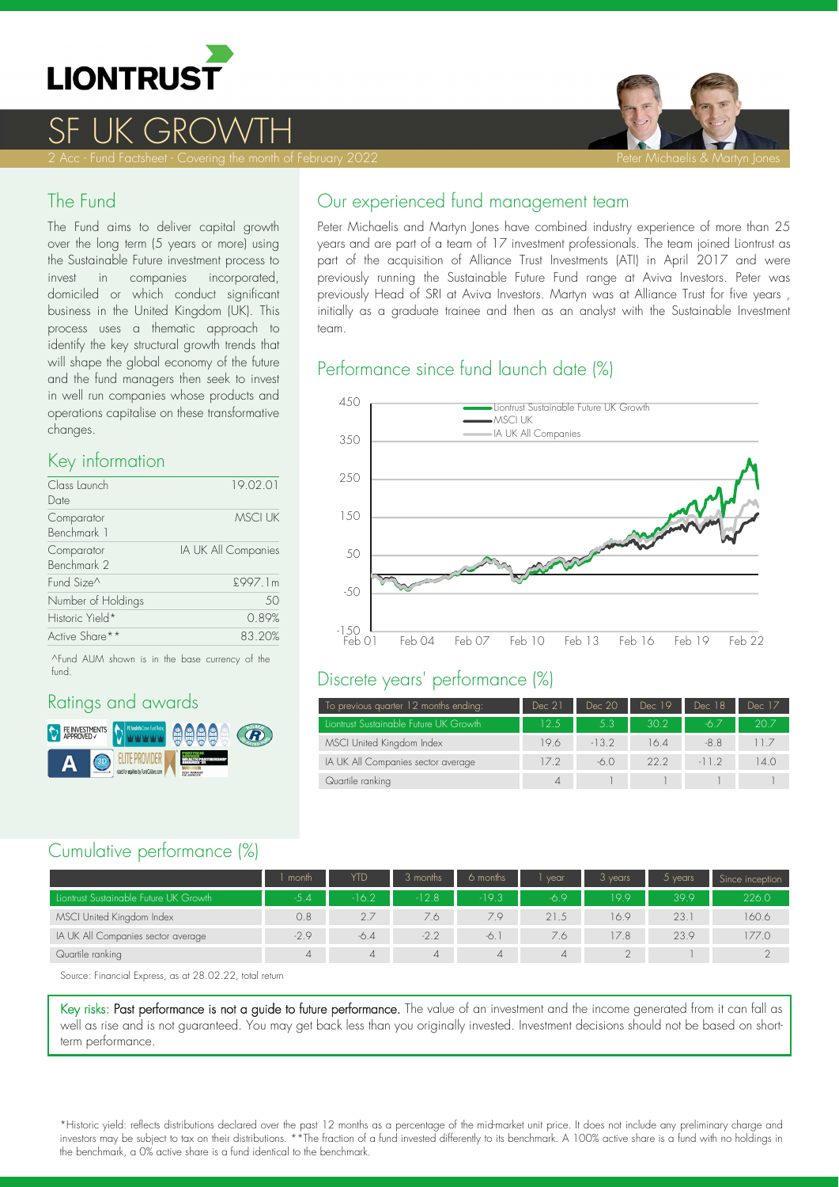# LIONTRUST

# SF UK GROWTH

2 Acc - Fund Factsheet - Covering the month of February 2022

Peter Michaelis & Martyn Jones

## The Fund

The Fund aims to deliver capital growth over the long term (5 years or more) using the Sustainable Future investment process to invest in companies incorporated, domiciled or which conduct significant business in the United Kingdom (UK). This process uses a thematic approach to identify the key structural growth trends that will shape the global economy of the future and the fund managers then seek to invest in well run companies whose products and operations capitalise on these transformative changes.

## Key information

| | |
|---|---|
| Class Launch Date | 19.02.01 |
| Comparator Benchmark 1 | MSCI UK |
| Comparator Benchmark 2 | IA UK All Companies |
| Fund Size^ | £997.1m |
| Number of Holdings | 50 |
| Historic Yield* | 0.89% |
| Active Share** | 83.20% |

^Fund AUM shown is in the base currency of the fund.

## Ratings and awards

## Our experienced fund management team

Peter Michaelis and Martyn Jones have combined industry experience of more than 25 years and are part of a team of 17 investment professionals. The team joined Liontrust as part of the acquisition of Alliance Trust Investments (ATI) in April 2017 and were previously running the Sustainable Future Fund range at Aviva Investors. Peter was previously Head of SRI at Aviva Investors. Martyn was at Alliance Trust for five years , initially as a graduate trainee and then as an analyst with the Sustainable Investment team.

## Performance since fund launch date (%)

Liontrust Sustainable Future UK Growth
MSCI UK
IA UK All Companies

## Discrete years' performance (%)

| To previous quarter 12 months ending: | Dec 21 | Dec 20 | Dec 19 | Dec 18 | Dec 17 |
|---|---|---|---|---|---|
| Liontrust Sustainable Future UK Growth | 12.5 | 5.3 | 30.2 | -6.7 | 20.7 |
| MSCI United Kingdom Index | 19.6 | -13.2 | 16.4 | -8.8 | 11.7 |
| IA UK All Companies sector average | 17.2 | -6.0 | 22.2 | -11.2 | 14.0 |
| Quartile ranking | 4 | 1 | 1 | 1 | 1 |

## Cumulative performance (%)

| | 1 month | YTD | 3 months | 6 months | 1 year | 3 years | 5 years | Since inception |
|---|---|---|---|---|---|---|---|---|
| Liontrust Sustainable Future UK Growth | -5.4 | -16.2 | -12.8 | -19.3 | -6.9 | 19.9 | 39.9 | 226.0 |
| MSCI United Kingdom Index | 0.8 | 2.7 | 7.6 | 7.9 | 21.5 | 16.9 | 23.1 | 160.6 |
| IA UK All Companies sector average | -2.9 | -6.4 | -2.2 | -6.1 | 7.6 | 17.8 | 23.9 | 177.0 |
| Quartile ranking | 4 | 4 | 4 | 4 | 4 | 2 | 1 | 2 |

Source: Financial Express, as at 28.02.22, total return

Key risks: Past performance is not a guide to future performance. The value of an investment and the income generated from it can fall as well as rise and is not guaranteed. You may get back less than you originally invested. Investment decisions should not be based on short-term performance.

*Historic yield: reflects distributions declared over the past 12 months as a percentage of the mid-market unit price. It does not include any preliminary charge and investors may be subject to tax on their distributions. **The fraction of a fund invested differently to its benchmark. A 100% active share is a fund with no holdings in the benchmark, a 0% active share is a fund identical to the benchmark.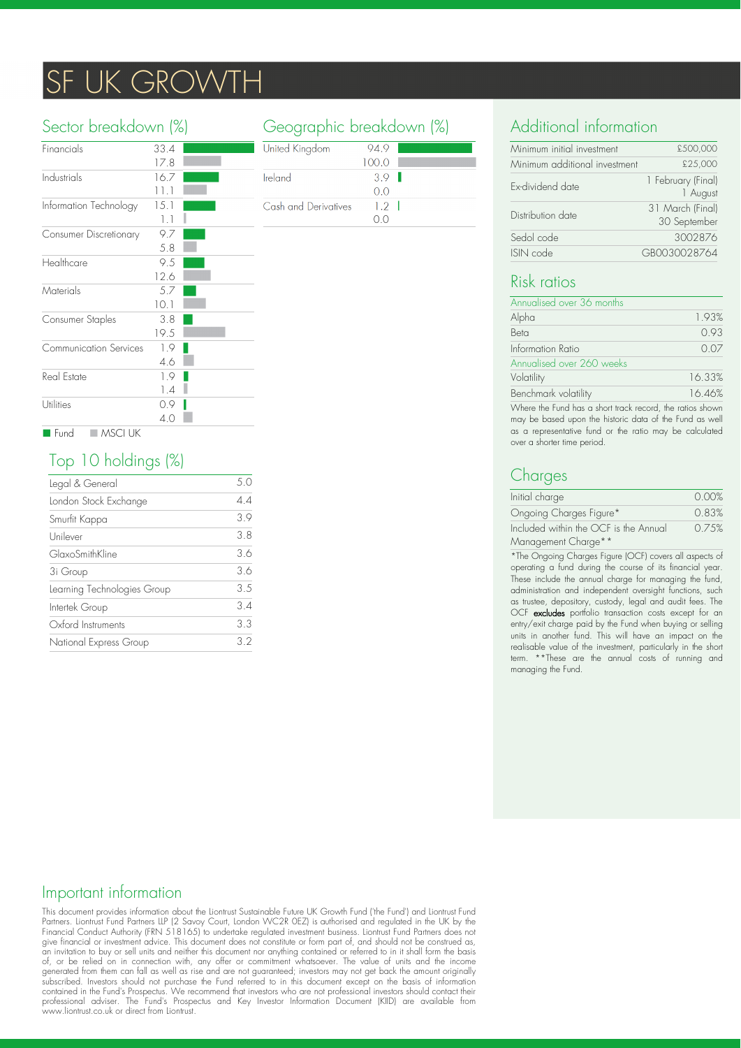# SF UK GROWTH

## Sector breakdown (%)

Financials 33.4 17.8
Industrials 16.7 11.1
Information Technology 15.1 1.1
Consumer Discretionary 9.7 5.8
Healthcare 9.5 12.6
Materials 5.7 10.1
Consumer Staples 3.8 19.5
Communication Services 1.9 4.6
Real Estate 1.9 1.4
Utilities 0.9 4.0

Fund   MSCI UK

## Geographic breakdown (%)

United Kingdom 94.9 100.0
Ireland 3.9 0.0
Cash and Derivatives 1.2 0.0

## Top 10 holdings (%)

| | |
|---|---|
| Legal & General | 5.0 |
| London Stock Exchange | 4.4 |
| Smurfit Kappa | 3.9 |
| Unilever | 3.8 |
| GlaxoSmithKline | 3.6 |
| 3i Group | 3.6 |
| Learning Technologies Group | 3.5 |
| Intertek Group | 3.4 |
| Oxford Instruments | 3.3 |
| National Express Group | 3.2 |

## Additional information

| | |
|---|---|
| Minimum initial investment | £500,000 |
| Minimum additional investment | £25,000 |
| Ex-dividend date | 1 February (Final) 1 August |
| Distribution date | 31 March (Final) 30 September |
| Sedol code | 3002876 |
| ISIN code | GB0030028764 |

## Risk ratios

| Annualised over 36 months | |
|---|---|
| Alpha | 1.93% |
| Beta | 0.93 |
| Information Ratio | 0.07 |
| **Annualised over 260 weeks** | |
| Volatility | 16.33% |
| Benchmark volatility | 16.46% |

Where the Fund has a short track record, the ratios shown may be based upon the historic data of the Fund as well as a representative fund or the ratio may be calculated over a shorter time period.

## Charges

| | |
|---|---|
| Initial charge | 0.00% |
| Ongoing Charges Figure* | 0.83% |
| Included within the OCF is the Annual Management Charge** | 0.75% |

*The Ongoing Charges Figure (OCF) covers all aspects of operating a fund during the course of its financial year. These include the annual charge for managing the fund, administration and independent oversight functions, such as trustee, depository, custody, legal and audit fees. The OCF **excludes** portfolio transaction costs except for an entry/exit charge paid by the Fund when buying or selling units in another fund. This will have an impact on the realisable value of the investment, particularly in the short term. **These are the annual costs of running and managing the Fund.

## Important information

This document provides information about the Liontrust Sustainable Future UK Growth Fund ('the Fund') and Liontrust Fund Partners. Liontrust Fund Partners LLP (2 Savoy Court, London WC2R 0EZ) is authorised and regulated in the UK by the Financial Conduct Authority (FRN 518165) to undertake regulated investment business. Liontrust Fund Partners does not give financial or investment advice. This document does not constitute or form part of, and should not be construed as, an invitation to buy or sell units and neither this document nor anything contained or referred to in it shall form the basis of, or be relied on in connection with, any offer or commitment whatsoever. The value of units and the income generated from them can fall as well as rise and are not guaranteed; investors may not get back the amount originally subscribed. Investors should not purchase the Fund referred to in this document except on the basis of information contained in the Fund's Prospectus. We recommend that investors who are not professional investors should contact their professional adviser. The Fund's Prospectus and Key Investor Information Document (KIID) are available from www.liontrust.co.uk or direct from Liontrust.